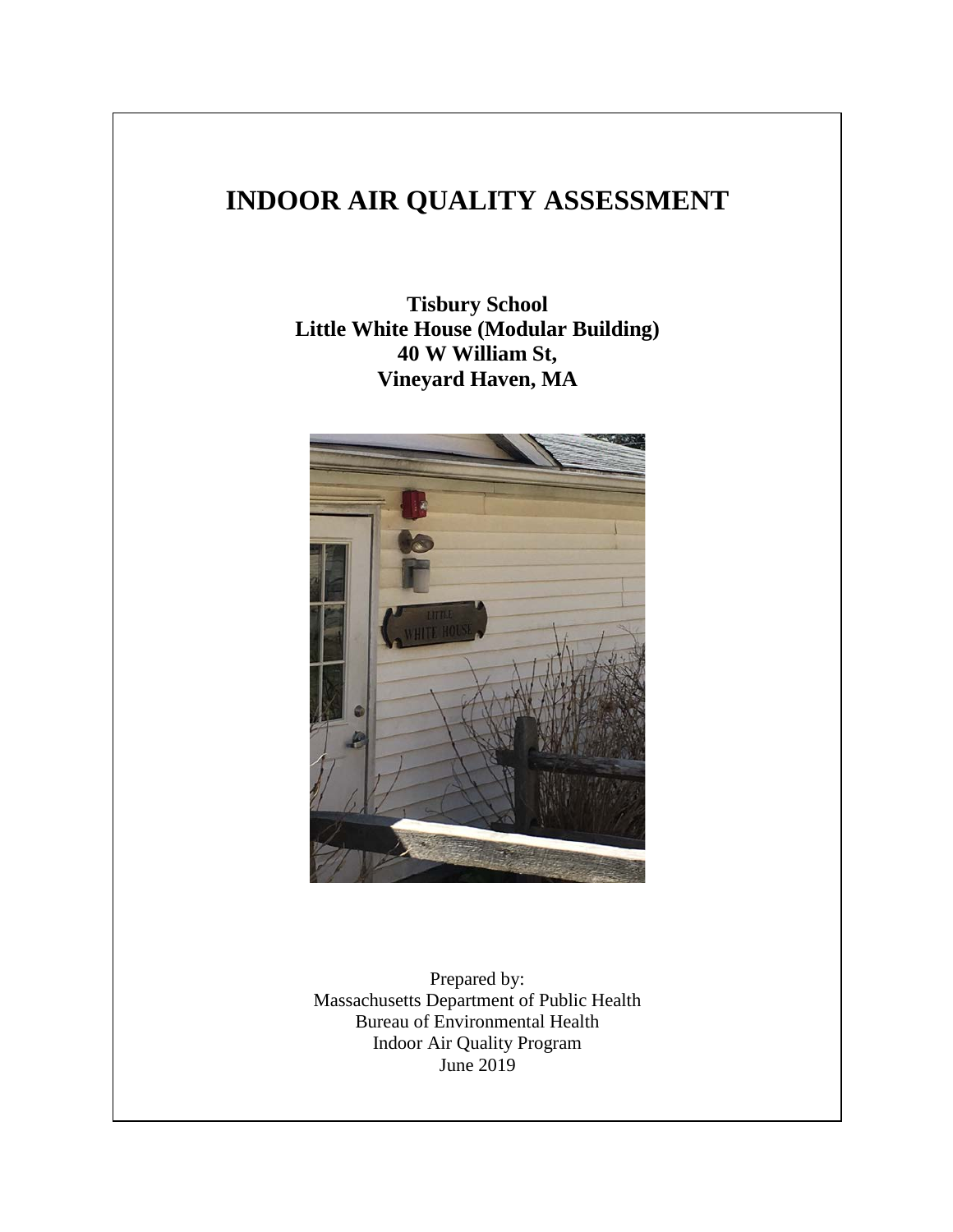# INDOOR AIR QUALITY ASSESSMENT

**Tisbury School**
**Little White House (Modular Building)**
**40 W William St,**
**Vineyard Haven, MA**

Prepared by:
Massachusetts Department of Public Health
Bureau of Environmental Health
Indoor Air Quality Program
June 2019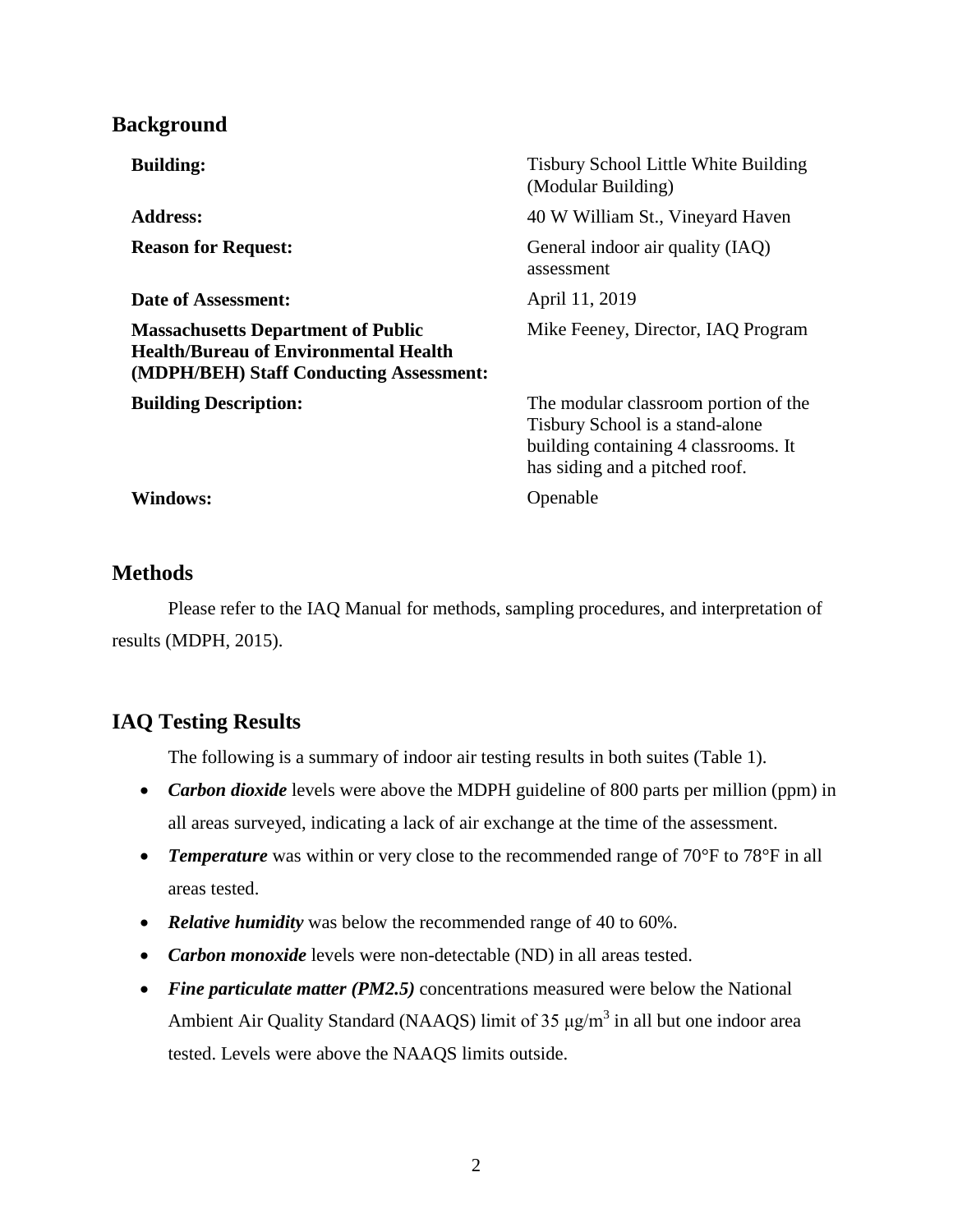## Background

| | |
|---|---|
| **Building:** | Tisbury School Little White Building (Modular Building) |
| **Address:** | 40 W William St., Vineyard Haven |
| **Reason for Request:** | General indoor air quality (IAQ) assessment |
| **Date of Assessment:** | April 11, 2019 |
| **Massachusetts Department of Public Health/Bureau of Environmental Health (MDPH/BEH) Staff Conducting Assessment:** | Mike Feeney, Director, IAQ Program |
| **Building Description:** | The modular classroom portion of the Tisbury School is a stand-alone building containing 4 classrooms. It has siding and a pitched roof. |
| **Windows:** | Openable |

## Methods

Please refer to the IAQ Manual for methods, sampling procedures, and interpretation of results (MDPH, 2015).

## IAQ Testing Results

The following is a summary of indoor air testing results in both suites (Table 1).

- ***Carbon dioxide*** levels were above the MDPH guideline of 800 parts per million (ppm) in all areas surveyed, indicating a lack of air exchange at the time of the assessment.
- ***Temperature*** was within or very close to the recommended range of 70°F to 78°F in all areas tested.
- ***Relative humidity*** was below the recommended range of 40 to 60%.
- ***Carbon monoxide*** levels were non-detectable (ND) in all areas tested.
- ***Fine particulate matter (PM2.5)*** concentrations measured were below the National Ambient Air Quality Standard (NAAQS) limit of 35 $\mu g/m^3$ in all but one indoor area tested. Levels were above the NAAQS limits outside.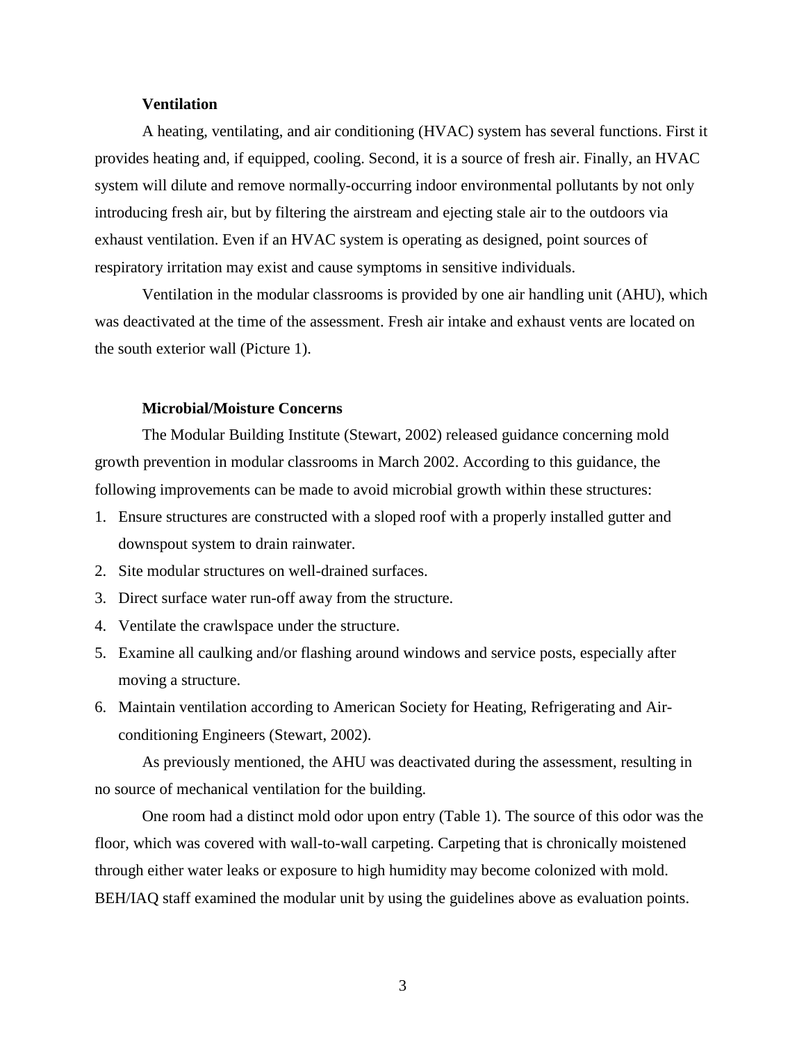### Ventilation

A heating, ventilating, and air conditioning (HVAC) system has several functions. First it provides heating and, if equipped, cooling. Second, it is a source of fresh air. Finally, an HVAC system will dilute and remove normally-occurring indoor environmental pollutants by not only introducing fresh air, but by filtering the airstream and ejecting stale air to the outdoors via exhaust ventilation. Even if an HVAC system is operating as designed, point sources of respiratory irritation may exist and cause symptoms in sensitive individuals.

Ventilation in the modular classrooms is provided by one air handling unit (AHU), which was deactivated at the time of the assessment. Fresh air intake and exhaust vents are located on the south exterior wall (Picture 1).

### Microbial/Moisture Concerns

The Modular Building Institute (Stewart, 2002) released guidance concerning mold growth prevention in modular classrooms in March 2002. According to this guidance, the following improvements can be made to avoid microbial growth within these structures:

1. Ensure structures are constructed with a sloped roof with a properly installed gutter and downspout system to drain rainwater.
2. Site modular structures on well-drained surfaces.
3. Direct surface water run-off away from the structure.
4. Ventilate the crawlspace under the structure.
5. Examine all caulking and/or flashing around windows and service posts, especially after moving a structure.
6. Maintain ventilation according to American Society for Heating, Refrigerating and Air-conditioning Engineers (Stewart, 2002).

As previously mentioned, the AHU was deactivated during the assessment, resulting in no source of mechanical ventilation for the building.

One room had a distinct mold odor upon entry (Table 1). The source of this odor was the floor, which was covered with wall-to-wall carpeting. Carpeting that is chronically moistened through either water leaks or exposure to high humidity may become colonized with mold. BEH/IAQ staff examined the modular unit by using the guidelines above as evaluation points.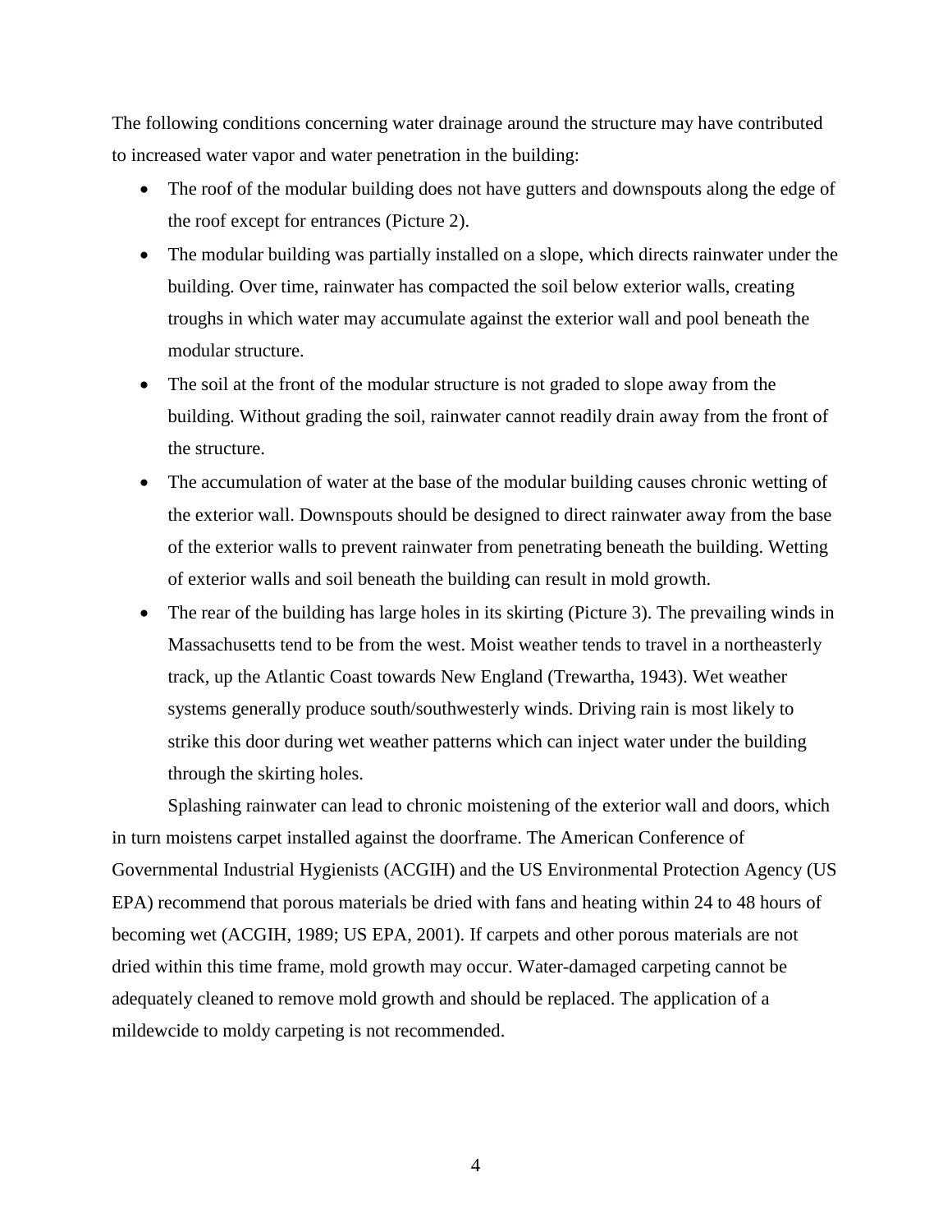The following conditions concerning water drainage around the structure may have contributed to increased water vapor and water penetration in the building:

- The roof of the modular building does not have gutters and downspouts along the edge of the roof except for entrances (Picture 2).
- The modular building was partially installed on a slope, which directs rainwater under the building. Over time, rainwater has compacted the soil below exterior walls, creating troughs in which water may accumulate against the exterior wall and pool beneath the modular structure.
- The soil at the front of the modular structure is not graded to slope away from the building. Without grading the soil, rainwater cannot readily drain away from the front of the structure.
- The accumulation of water at the base of the modular building causes chronic wetting of the exterior wall. Downspouts should be designed to direct rainwater away from the base of the exterior walls to prevent rainwater from penetrating beneath the building. Wetting of exterior walls and soil beneath the building can result in mold growth.
- The rear of the building has large holes in its skirting (Picture 3). The prevailing winds in Massachusetts tend to be from the west. Moist weather tends to travel in a northeasterly track, up the Atlantic Coast towards New England (Trewartha, 1943). Wet weather systems generally produce south/southwesterly winds. Driving rain is most likely to strike this door during wet weather patterns which can inject water under the building through the skirting holes.

Splashing rainwater can lead to chronic moistening of the exterior wall and doors, which in turn moistens carpet installed against the doorframe. The American Conference of Governmental Industrial Hygienists (ACGIH) and the US Environmental Protection Agency (US EPA) recommend that porous materials be dried with fans and heating within 24 to 48 hours of becoming wet (ACGIH, 1989; US EPA, 2001). If carpets and other porous materials are not dried within this time frame, mold growth may occur. Water-damaged carpeting cannot be adequately cleaned to remove mold growth and should be replaced. The application of a mildewcide to moldy carpeting is not recommended.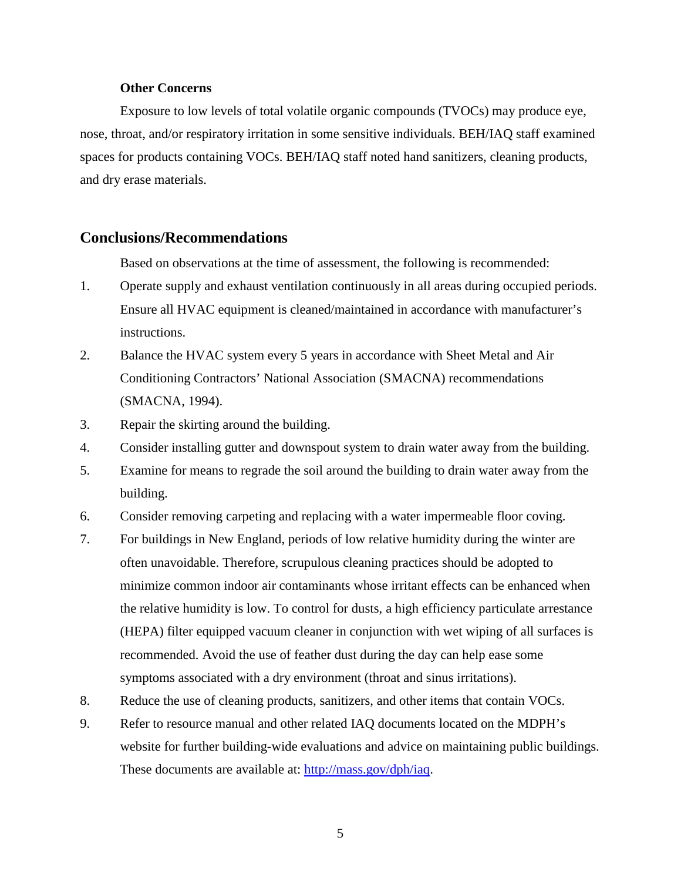### Other Concerns

Exposure to low levels of total volatile organic compounds (TVOCs) may produce eye, nose, throat, and/or respiratory irritation in some sensitive individuals. BEH/IAQ staff examined spaces for products containing VOCs. BEH/IAQ staff noted hand sanitizers, cleaning products, and dry erase materials.

## Conclusions/Recommendations

Based on observations at the time of assessment, the following is recommended:

1. Operate supply and exhaust ventilation continuously in all areas during occupied periods. Ensure all HVAC equipment is cleaned/maintained in accordance with manufacturer's instructions.
2. Balance the HVAC system every 5 years in accordance with Sheet Metal and Air Conditioning Contractors' National Association (SMACNA) recommendations (SMACNA, 1994).
3. Repair the skirting around the building.
4. Consider installing gutter and downspout system to drain water away from the building.
5. Examine for means to regrade the soil around the building to drain water away from the building.
6. Consider removing carpeting and replacing with a water impermeable floor coving.
7. For buildings in New England, periods of low relative humidity during the winter are often unavoidable. Therefore, scrupulous cleaning practices should be adopted to minimize common indoor air contaminants whose irritant effects can be enhanced when the relative humidity is low. To control for dusts, a high efficiency particulate arrestance (HEPA) filter equipped vacuum cleaner in conjunction with wet wiping of all surfaces is recommended. Avoid the use of feather dust during the day can help ease some symptoms associated with a dry environment (throat and sinus irritations).
8. Reduce the use of cleaning products, sanitizers, and other items that contain VOCs.
9. Refer to resource manual and other related IAQ documents located on the MDPH's website for further building-wide evaluations and advice on maintaining public buildings. These documents are available at: [http://mass.gov/dph/iaq](http://mass.gov/dph/iaq).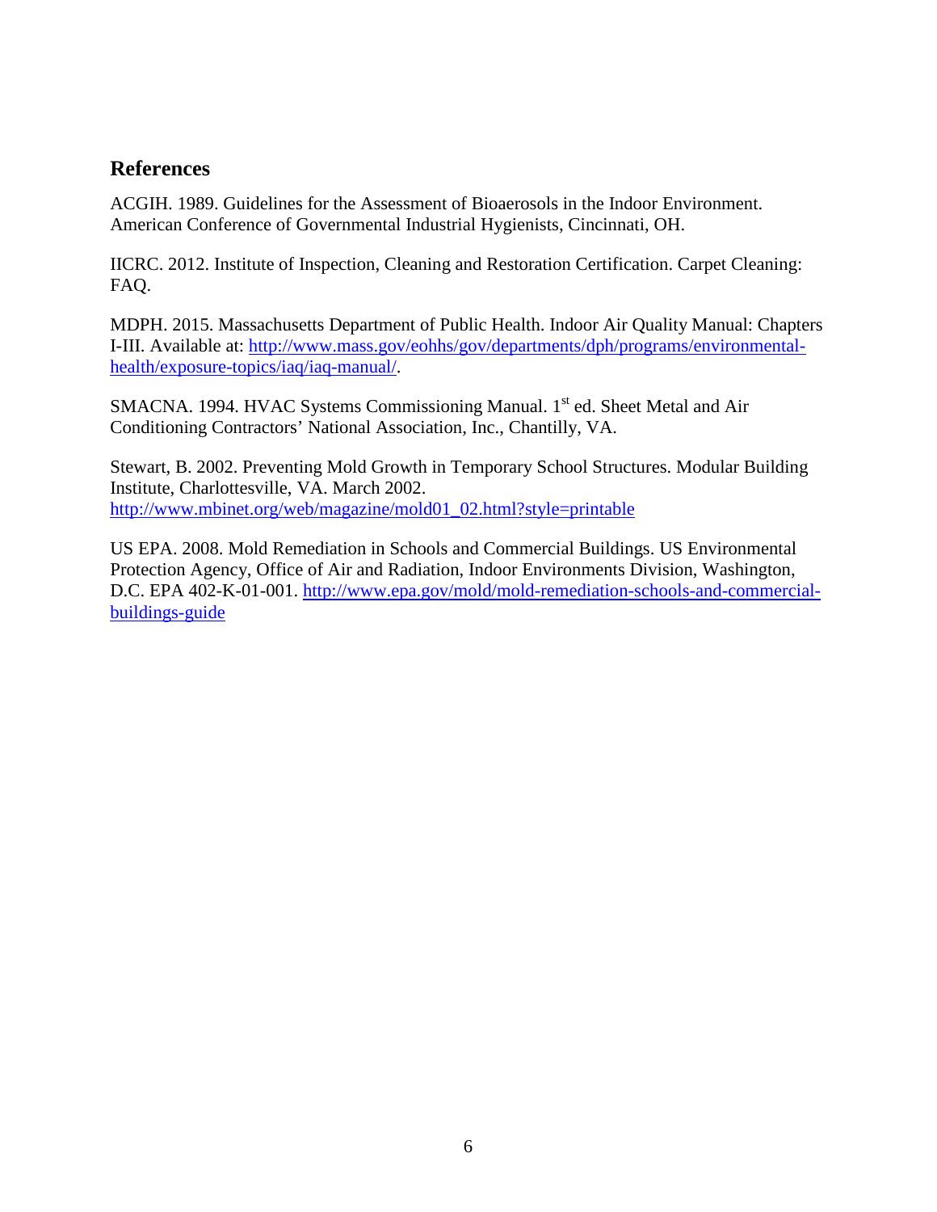## References

ACGIH. 1989. Guidelines for the Assessment of Bioaerosols in the Indoor Environment. American Conference of Governmental Industrial Hygienists, Cincinnati, OH.

IICRC. 2012. Institute of Inspection, Cleaning and Restoration Certification. Carpet Cleaning: FAQ.

MDPH. 2015. Massachusetts Department of Public Health. Indoor Air Quality Manual: Chapters I-III. Available at: http://www.mass.gov/eohhs/gov/departments/dph/programs/environmental-health/exposure-topics/iaq/iaq-manual/.

SMACNA. 1994. HVAC Systems Commissioning Manual. 1st ed. Sheet Metal and Air Conditioning Contractors' National Association, Inc., Chantilly, VA.

Stewart, B. 2002. Preventing Mold Growth in Temporary School Structures. Modular Building Institute, Charlottesville, VA. March 2002. http://www.mbinet.org/web/magazine/mold01_02.html?style=printable

US EPA. 2008. Mold Remediation in Schools and Commercial Buildings. US Environmental Protection Agency, Office of Air and Radiation, Indoor Environments Division, Washington, D.C. EPA 402-K-01-001. http://www.epa.gov/mold/mold-remediation-schools-and-commercial-buildings-guide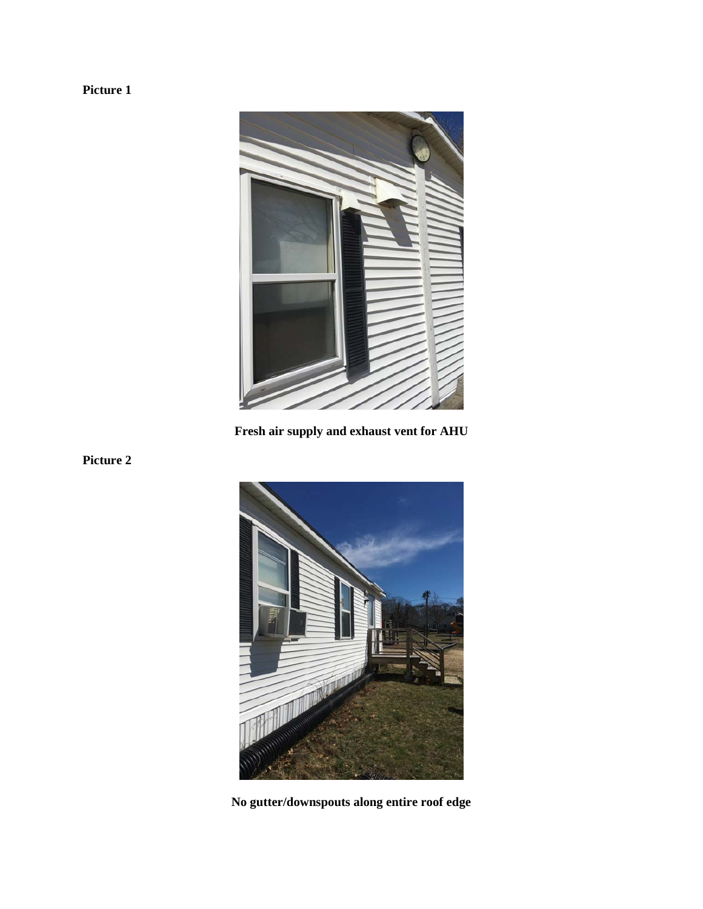**Picture 1**

**Fresh air supply and exhaust vent for AHU**

**Picture 2**

**No gutter/downspouts along entire roof edge**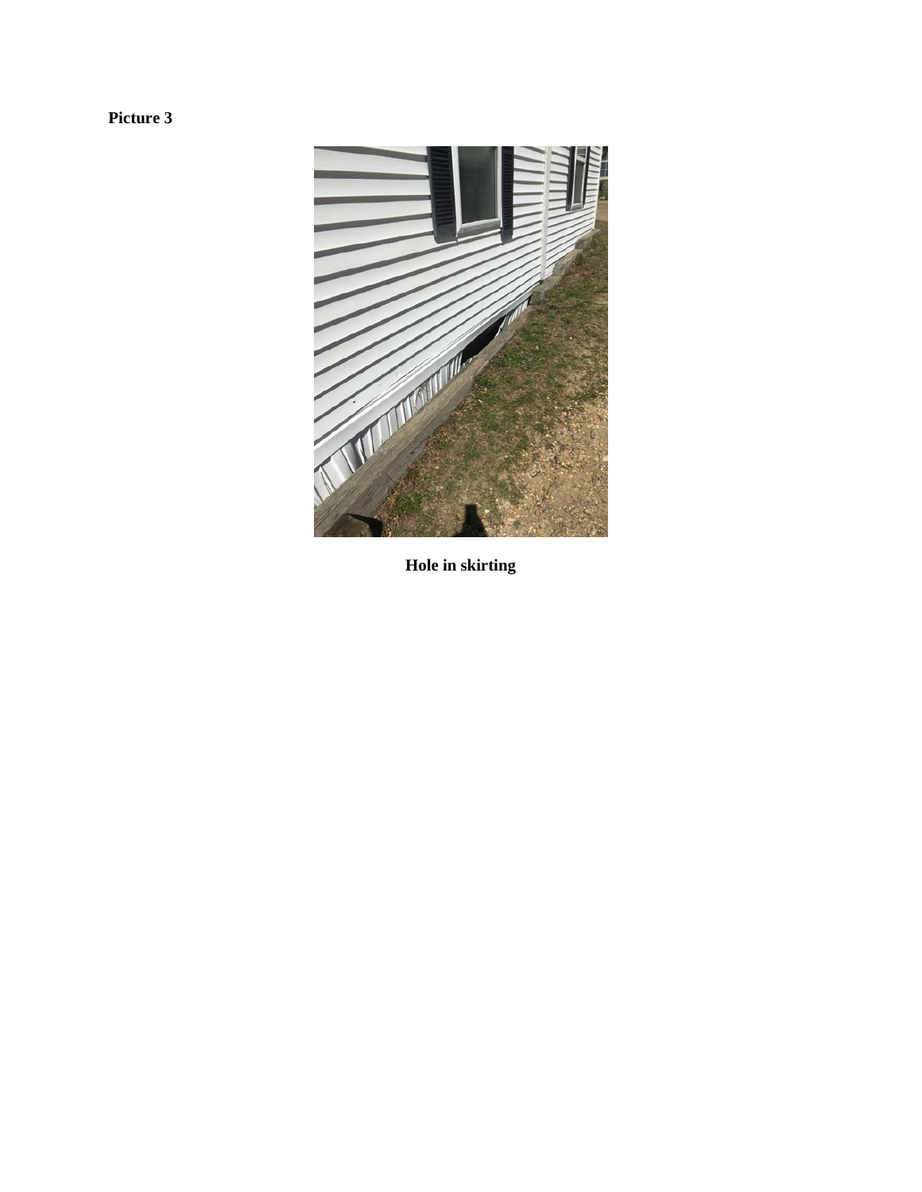**Picture 3**

**Hole in skirting**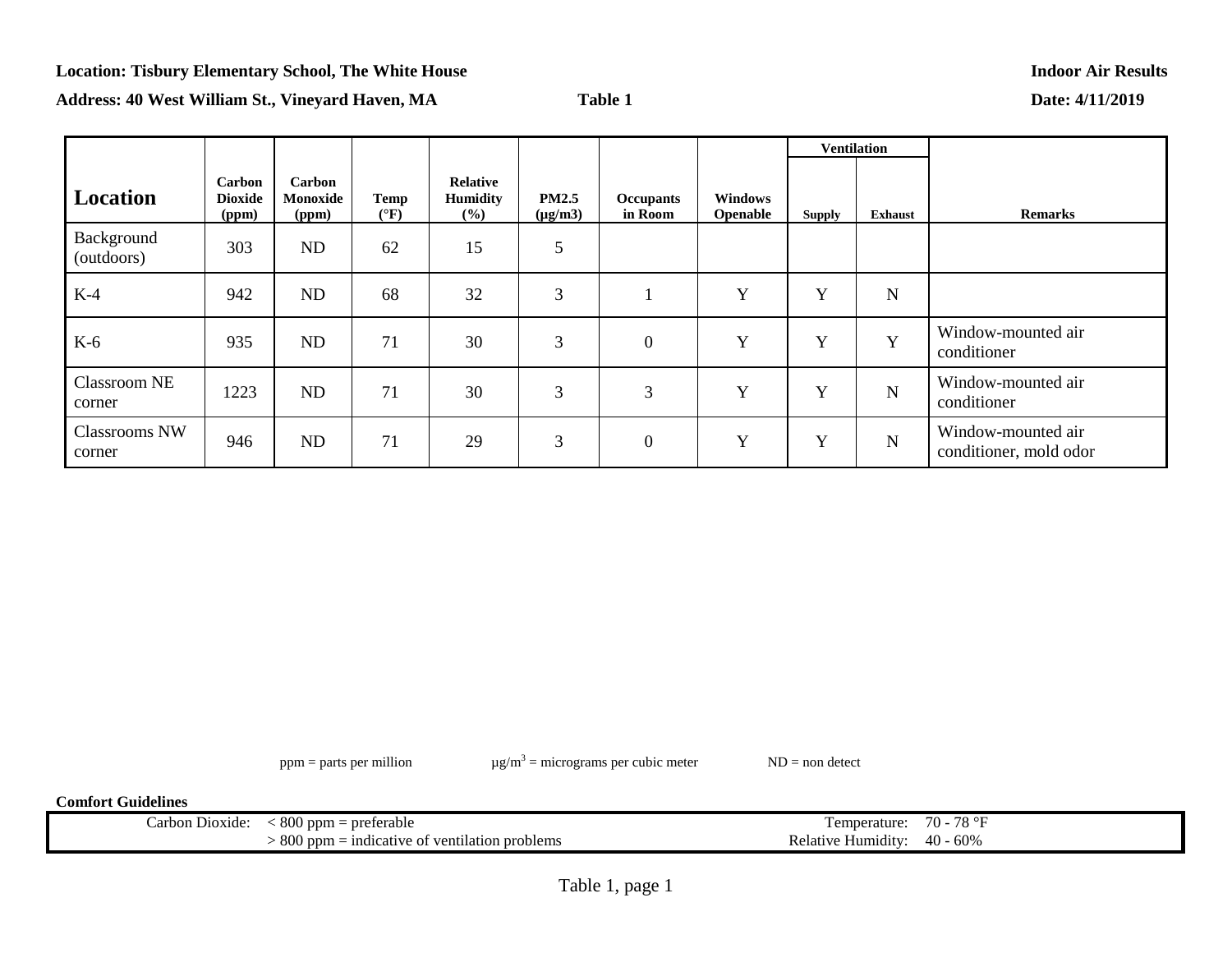**Location: Tisbury Elementary School, The White House**

**Indoor Air Results**

**Address: 40 West William St., Vineyard Haven, MA**

**Table 1**

**Date: 4/11/2019**

| Location | Carbon Dioxide (ppm) | Carbon Monoxide (ppm) | Temp (°F) | Relative Humidity (%) | PM2.5 (µg/m3) | Occupants in Room | Windows Openable | Ventilation | | Remarks |
|---|---|---|---|---|---|---|---|---|---|---|
| | | | | | | | | Supply | Exhaust | |
| Background (outdoors) | 303 | ND | 62 | 15 | 5 | | | | | |
| K-4 | 942 | ND | 68 | 32 | 3 | 1 | Y | Y | N | |
| K-6 | 935 | ND | 71 | 30 | 3 | 0 | Y | Y | Y | Window-mounted air conditioner |
| Classroom NE corner | 1223 | ND | 71 | 30 | 3 | 3 | Y | Y | N | Window-mounted air conditioner |
| Classrooms NW corner | 946 | ND | 71 | 29 | 3 | 0 | Y | Y | N | Window-mounted air conditioner, mold odor |

ppm = parts per million    $\mu g/m^3$ = micrograms per cubic meter    ND = non detect

**Comfort Guidelines**

| | | | |
|---|---|---|---|
| Carbon Dioxide: | < 800 ppm = preferable | Temperature: | 70 - 78 °F |
| | > 800 ppm = indicative of ventilation problems | Relative Humidity: | 40 - 60% |

Table 1, page 1